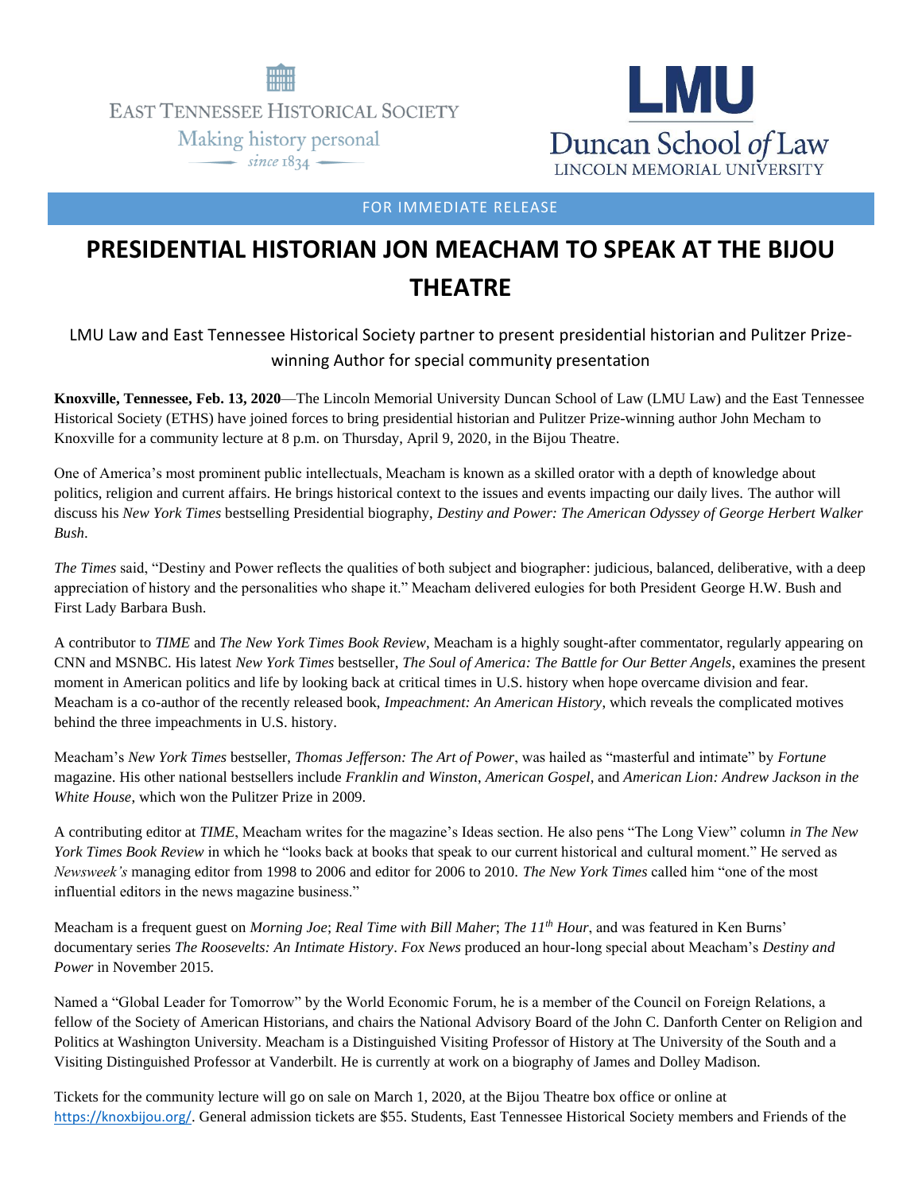EAST TENNESSEE HISTORICAL SOCIETY

Making history personal

since 1834

LMU

Duncan School of Law

LINCOLN MEMORIAL UNIVERSITY

FOR IMMEDIATE RELEASE

# PRESIDENTIAL HISTORIAN JON MEACHAM TO SPEAK AT THE BIJOU THEATRE

LMU Law and East Tennessee Historical Society partner to present presidential historian and Pulitzer Prize-winning Author for special community presentation

**Knoxville, Tennessee, Feb. 13, 2020**—The Lincoln Memorial University Duncan School of Law (LMU Law) and the East Tennessee Historical Society (ETHS) have joined forces to bring presidential historian and Pulitzer Prize-winning author John Mecham to Knoxville for a community lecture at 8 p.m. on Thursday, April 9, 2020, in the Bijou Theatre.

One of America's most prominent public intellectuals, Meacham is known as a skilled orator with a depth of knowledge about politics, religion and current affairs. He brings historical context to the issues and events impacting our daily lives. The author will discuss his *New York Times* bestselling Presidential biography, *Destiny and Power: The American Odyssey of George Herbert Walker Bush*.

*The Times* said, "Destiny and Power reflects the qualities of both subject and biographer: judicious, balanced, deliberative, with a deep appreciation of history and the personalities who shape it." Meacham delivered eulogies for both President George H.W. Bush and First Lady Barbara Bush.

A contributor to *TIME* and *The New York Times Book Review*, Meacham is a highly sought-after commentator, regularly appearing on CNN and MSNBC. His latest *New York Times* bestseller, *The Soul of America: The Battle for Our Better Angels*, examines the present moment in American politics and life by looking back at critical times in U.S. history when hope overcame division and fear. Meacham is a co-author of the recently released book, *Impeachment: An American History*, which reveals the complicated motives behind the three impeachments in U.S. history.

Meacham's *New York Times* bestseller, *Thomas Jefferson: The Art of Power*, was hailed as "masterful and intimate" by *Fortune* magazine. His other national bestsellers include *Franklin and Winston*, *American Gospel*, and *American Lion: Andrew Jackson in the White House*, which won the Pulitzer Prize in 2009.

A contributing editor at *TIME*, Meacham writes for the magazine's Ideas section. He also pens "The Long View" column *in The New York Times Book Review* in which he "looks back at books that speak to our current historical and cultural moment." He served as *Newsweek's* managing editor from 1998 to 2006 and editor for 2006 to 2010. *The New York Times* called him "one of the most influential editors in the news magazine business."

Meacham is a frequent guest on *Morning Joe*; *Real Time with Bill Maher*; *The 11th Hour*, and was featured in Ken Burns' documentary series *The Roosevelts: An Intimate History*. *Fox News* produced an hour-long special about Meacham's *Destiny and Power* in November 2015.

Named a "Global Leader for Tomorrow" by the World Economic Forum, he is a member of the Council on Foreign Relations, a fellow of the Society of American Historians, and chairs the National Advisory Board of the John C. Danforth Center on Religion and Politics at Washington University. Meacham is a Distinguished Visiting Professor of History at The University of the South and a Visiting Distinguished Professor at Vanderbilt. He is currently at work on a biography of James and Dolley Madison.

Tickets for the community lecture will go on sale on March 1, 2020, at the Bijou Theatre box office or online at https://knoxbijou.org/. General admission tickets are $55. Students, East Tennessee Historical Society members and Friends of the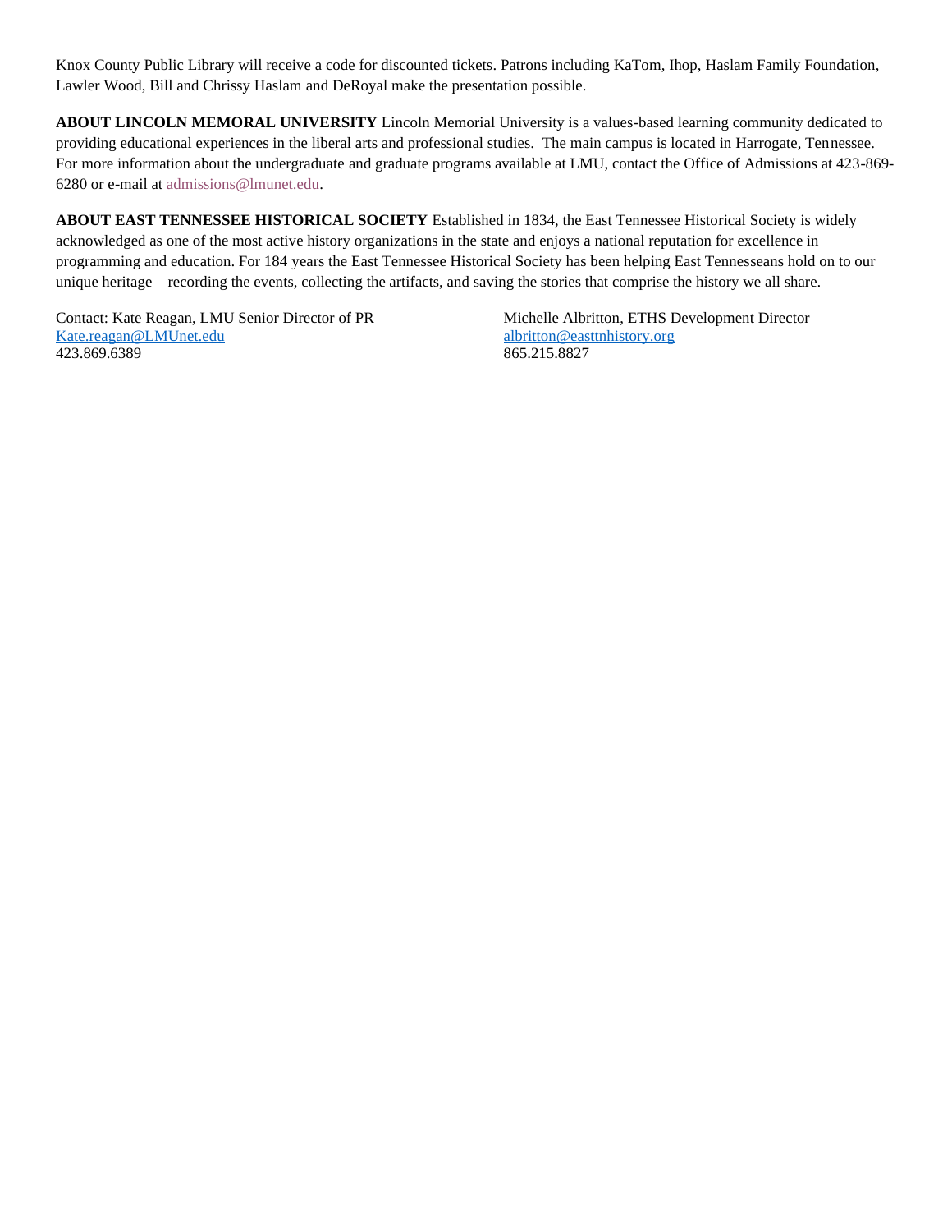Knox County Public Library will receive a code for discounted tickets. Patrons including KaTom, Ihop, Haslam Family Foundation, Lawler Wood, Bill and Chrissy Haslam and DeRoyal make the presentation possible.

**ABOUT LINCOLN MEMORAL UNIVERSITY** Lincoln Memorial University is a values-based learning community dedicated to providing educational experiences in the liberal arts and professional studies. The main campus is located in Harrogate, Tennessee. For more information about the undergraduate and graduate programs available at LMU, contact the Office of Admissions at 423-869-6280 or e-mail at admissions@lmunet.edu.

**ABOUT EAST TENNESSEE HISTORICAL SOCIETY** Established in 1834, the East Tennessee Historical Society is widely acknowledged as one of the most active history organizations in the state and enjoys a national reputation for excellence in programming and education. For 184 years the East Tennessee Historical Society has been helping East Tennesseans hold on to our unique heritage—recording the events, collecting the artifacts, and saving the stories that comprise the history we all share.

Contact: Kate Reagan, LMU Senior Director of PR
Kate.reagan@LMUnet.edu
423.869.6389

Michelle Albritton, ETHS Development Director
albritton@easttnhistory.org
865.215.8827